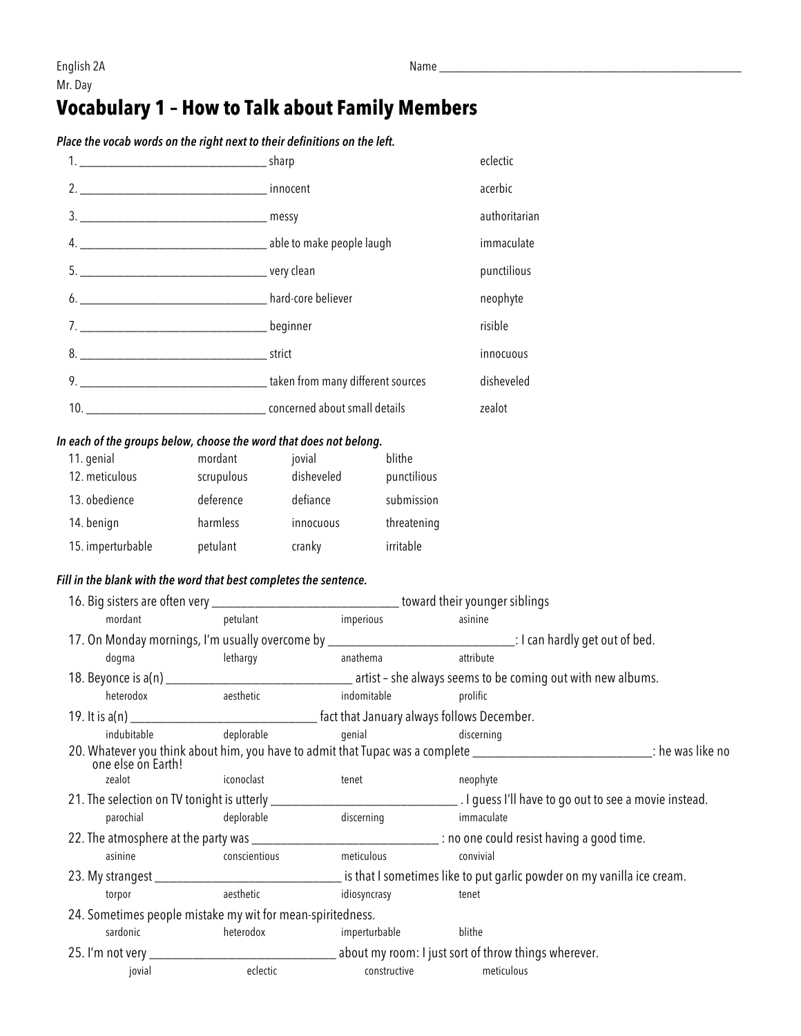English 2A
Mr. Day

Name ______________________________________________

# Vocabulary 1 – How to Talk about Family Members

***Place the vocab words on the right next to their definitions on the left.***

| | | |
|---|---|---|
| 1. ______________________________ | sharp | eclectic |
| 2. ______________________________ | innocent | acerbic |
| 3. ______________________________ | messy | authoritarian |
| 4. ______________________________ | able to make people laugh | immaculate |
| 5. ______________________________ | very clean | punctilious |
| 6. ______________________________ | hard-core believer | neophyte |
| 7. ______________________________ | beginner | risible |
| 8. ______________________________ | strict | innocuous |
| 9. ______________________________ | taken from many different sources | disheveled |
| 10. ______________________________ | concerned about small details | zealot |

***In each of the groups below, choose the word that does not belong.***

| | | | |
|---|---|---|---|
| 11. genial | mordant | jovial | blithe |
| 12. meticulous | scrupulous | disheveled | punctilious |
| 13. obedience | deference | defiance | submission |
| 14. benign | harmless | innocuous | threatening |
| 15. imperturbable | petulant | cranky | irritable |

***Fill in the blank with the word that best completes the sentence.***

16. Big sisters are often very ______________________________ toward their younger siblings

    mordant — petulant — imperious — asinine

17. On Monday mornings, I'm usually overcome by ______________________________: I can hardly get out of bed.

    dogma — lethargy — anathema — attribute

18. Beyonce is a(n) ______________________________ artist – she always seems to be coming out with new albums.

    heterodox — aesthetic — indomitable — prolific

19. It is a(n) ______________________________ fact that January always follows December.

    indubitable — deplorable — genial — discerning

20. Whatever you think about him, you have to admit that Tupac was a complete ______________________________: he was like no one else on Earth!

    zealot — iconoclast — tenet — neophyte

21. The selection on TV tonight is utterly ______________________________ . I guess I'll have to go out to see a movie instead.

    parochial — deplorable — discerning — immaculate

22. The atmosphere at the party was ______________________________ : no one could resist having a good time.

    asinine — conscientious — meticulous — convivial

23. My strangest ______________________________ is that I sometimes like to put garlic powder on my vanilla ice cream.

    torpor — aesthetic — idiosyncrasy — tenet

24. Sometimes people mistake my wit for mean-spiritedness.

    sardonic — heterodox — imperturbable — blithe

25. I'm not very ______________________________ about my room: I just sort of throw things wherever.

    jovial — eclectic — constructive — meticulous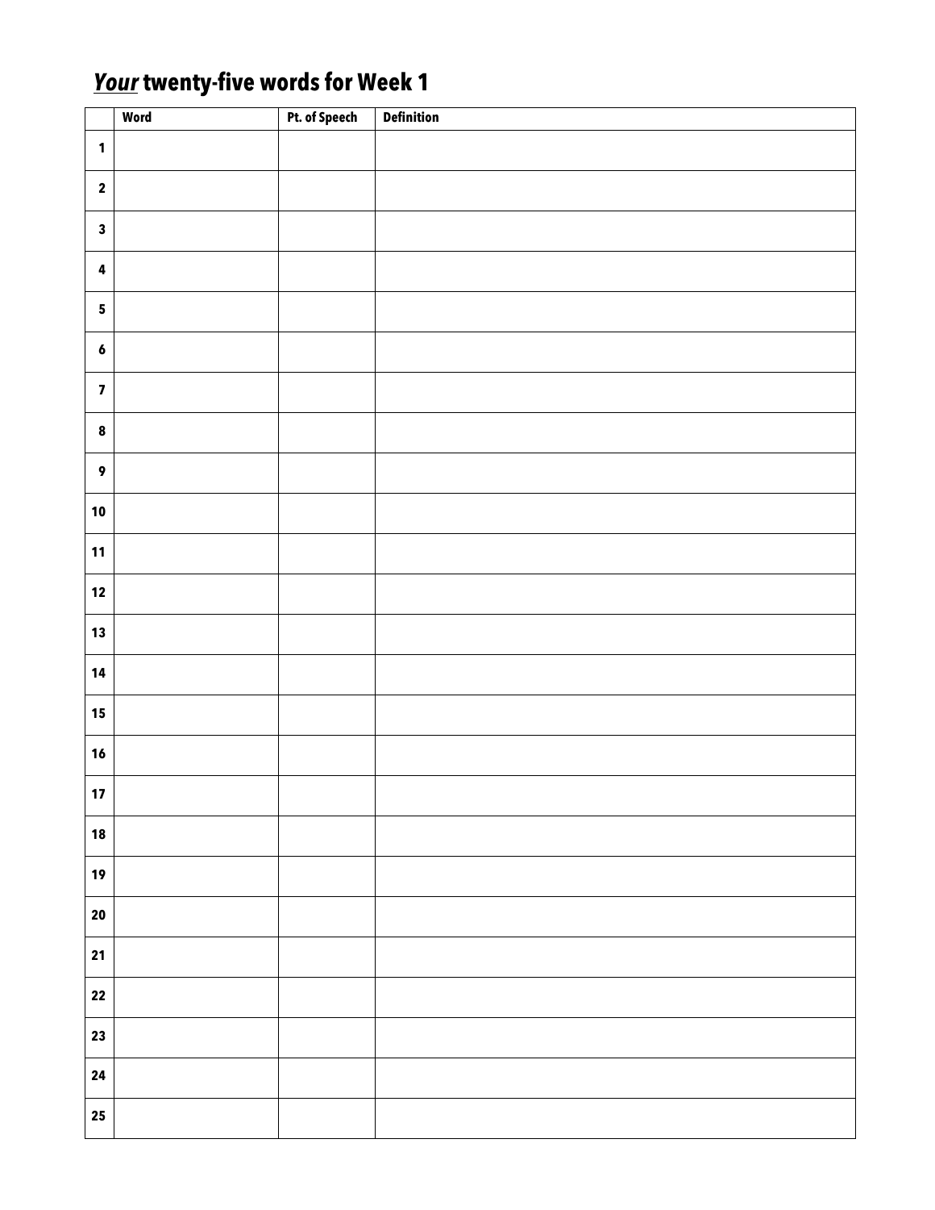## ***Your*** twenty-five words for Week 1

| | Word | Pt. of Speech | Definition |
|---|---|---|---|
| 1 | | | |
| 2 | | | |
| 3 | | | |
| 4 | | | |
| 5 | | | |
| 6 | | | |
| 7 | | | |
| 8 | | | |
| 9 | | | |
| 10 | | | |
| 11 | | | |
| 12 | | | |
| 13 | | | |
| 14 | | | |
| 15 | | | |
| 16 | | | |
| 17 | | | |
| 18 | | | |
| 19 | | | |
| 20 | | | |
| 21 | | | |
| 22 | | | |
| 23 | | | |
| 24 | | | |
| 25 | | | |